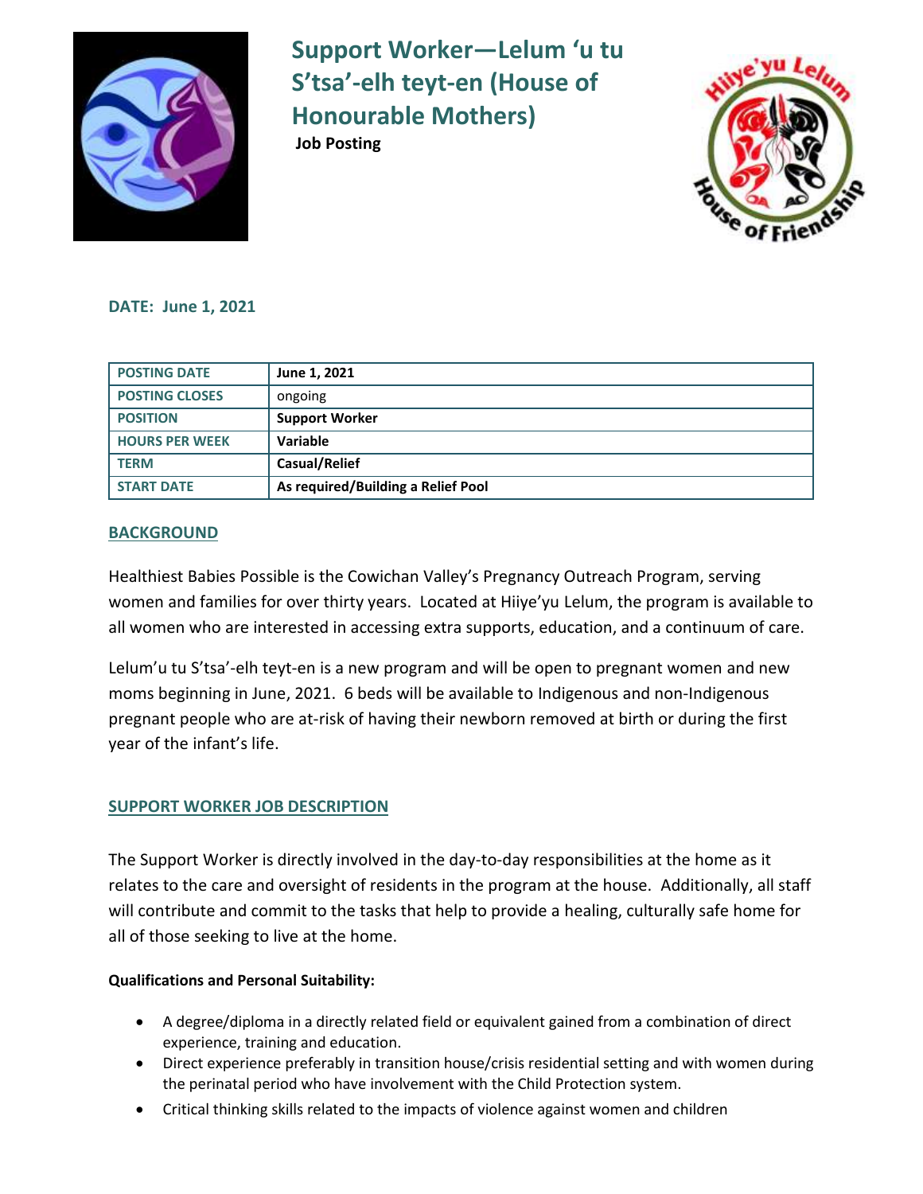# Support Worker—Lelum 'u tu S'tsa'-elh teyt-en (House of Honourable Mothers)

**Job Posting**

**DATE: June 1, 2021**

| POSTING DATE | June 1, 2021 |
|---|---|
| POSTING CLOSES | ongoing |
| POSITION | Support Worker |
| HOURS PER WEEK | Variable |
| TERM | Casual/Relief |
| START DATE | As required/Building a Relief Pool |

## BACKGROUND

Healthiest Babies Possible is the Cowichan Valley's Pregnancy Outreach Program, serving women and families for over thirty years. Located at Hiiye'yu Lelum, the program is available to all women who are interested in accessing extra supports, education, and a continuum of care.

Lelum'u tu S'tsa'-elh teyt-en is a new program and will be open to pregnant women and new moms beginning in June, 2021. 6 beds will be available to Indigenous and non-Indigenous pregnant people who are at-risk of having their newborn removed at birth or during the first year of the infant's life.

## SUPPORT WORKER JOB DESCRIPTION

The Support Worker is directly involved in the day-to-day responsibilities at the home as it relates to the care and oversight of residents in the program at the house. Additionally, all staff will contribute and commit to the tasks that help to provide a healing, culturally safe home for all of those seeking to live at the home.

**Qualifications and Personal Suitability:**

- A degree/diploma in a directly related field or equivalent gained from a combination of direct experience, training and education.
- Direct experience preferably in transition house/crisis residential setting and with women during the perinatal period who have involvement with the Child Protection system.
- Critical thinking skills related to the impacts of violence against women and children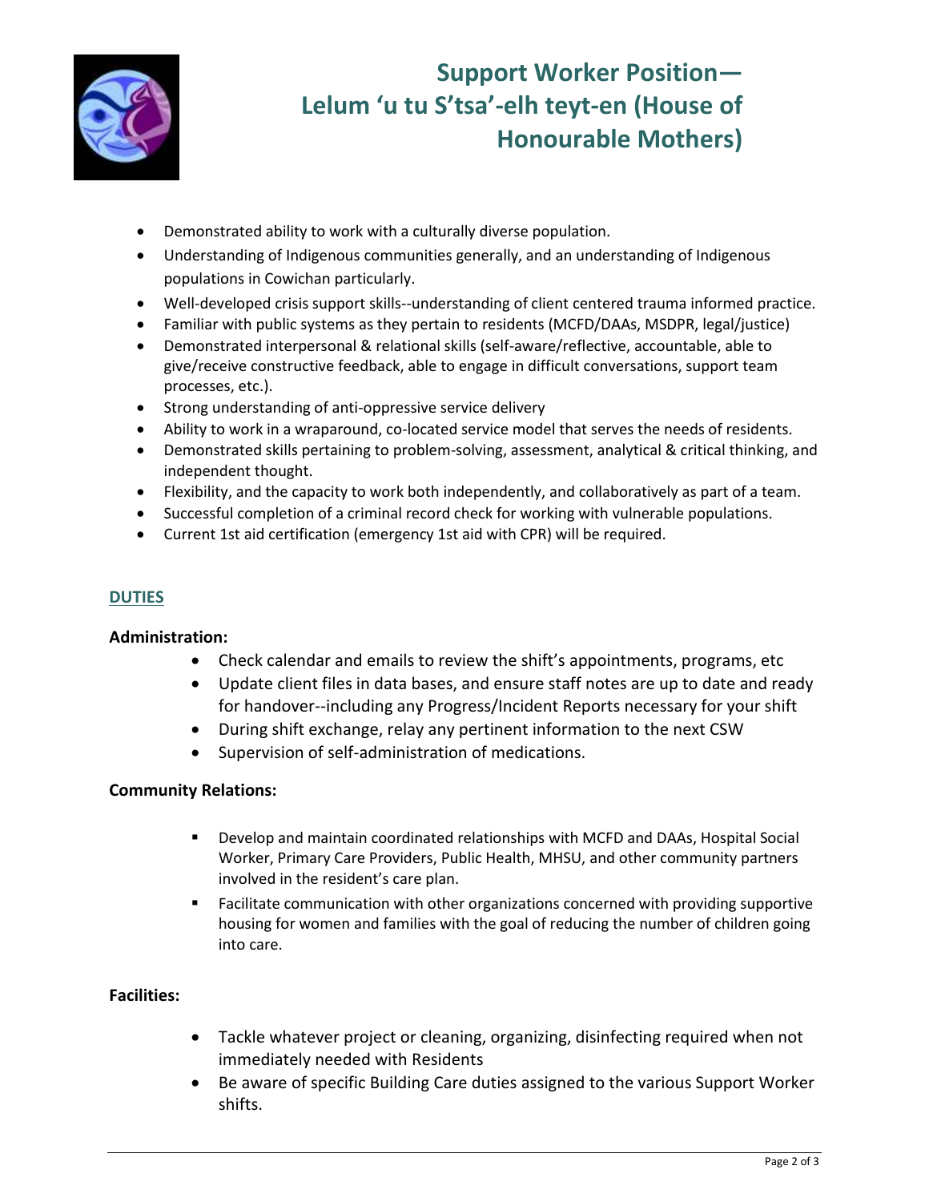# Support Worker Position— Lelum 'u tu S'tsa'-elh teyt-en (House of Honourable Mothers)

- Demonstrated ability to work with a culturally diverse population.
- Understanding of Indigenous communities generally, and an understanding of Indigenous populations in Cowichan particularly.
- Well-developed crisis support skills--understanding of client centered trauma informed practice.
- Familiar with public systems as they pertain to residents (MCFD/DAAs, MSDPR, legal/justice)
- Demonstrated interpersonal & relational skills (self-aware/reflective, accountable, able to give/receive constructive feedback, able to engage in difficult conversations, support team processes, etc.).
- Strong understanding of anti-oppressive service delivery
- Ability to work in a wraparound, co-located service model that serves the needs of residents.
- Demonstrated skills pertaining to problem-solving, assessment, analytical & critical thinking, and independent thought.
- Flexibility, and the capacity to work both independently, and collaboratively as part of a team.
- Successful completion of a criminal record check for working with vulnerable populations.
- Current 1st aid certification (emergency 1st aid with CPR) will be required.

## DUTIES

**Administration:**

- Check calendar and emails to review the shift's appointments, programs, etc
- Update client files in data bases, and ensure staff notes are up to date and ready for handover--including any Progress/Incident Reports necessary for your shift
- During shift exchange, relay any pertinent information to the next CSW
- Supervision of self-administration of medications.

**Community Relations:**

- Develop and maintain coordinated relationships with MCFD and DAAs, Hospital Social Worker, Primary Care Providers, Public Health, MHSU, and other community partners involved in the resident's care plan.
- Facilitate communication with other organizations concerned with providing supportive housing for women and families with the goal of reducing the number of children going into care.

**Facilities:**

- Tackle whatever project or cleaning, organizing, disinfecting required when not immediately needed with Residents
- Be aware of specific Building Care duties assigned to the various Support Worker shifts.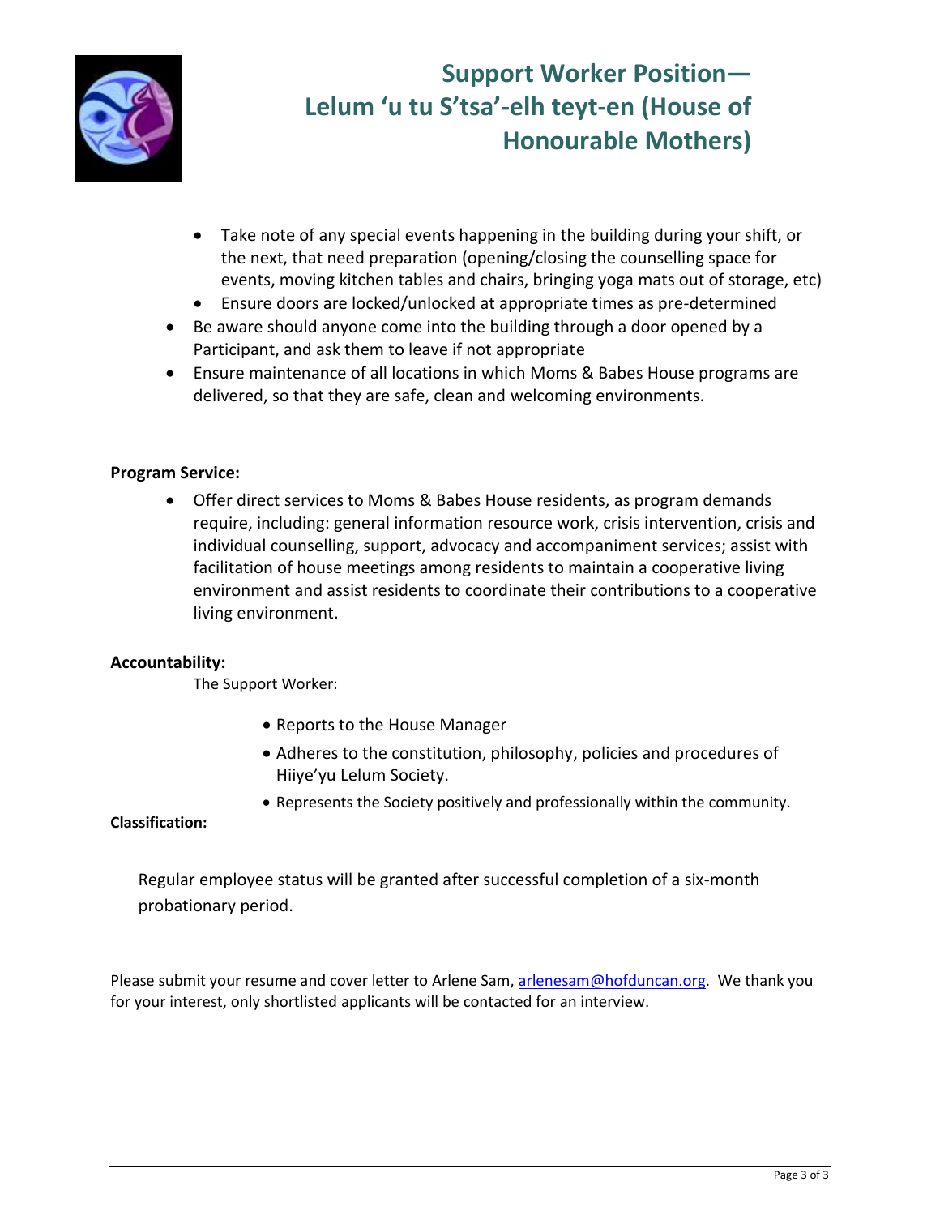# Support Worker Position— Lelum 'u tu S'tsa'-elh teyt-en (House of Honourable Mothers)

- Take note of any special events happening in the building during your shift, or the next, that need preparation (opening/closing the counselling space for events, moving kitchen tables and chairs, bringing yoga mats out of storage, etc)
- Ensure doors are locked/unlocked at appropriate times as pre-determined

- Be aware should anyone come into the building through a door opened by a Participant, and ask them to leave if not appropriate
- Ensure maintenance of all locations in which Moms & Babes House programs are delivered, so that they are safe, clean and welcoming environments.

**Program Service:**

- Offer direct services to Moms & Babes House residents, as program demands require, including: general information resource work, crisis intervention, crisis and individual counselling, support, advocacy and accompaniment services; assist with facilitation of house meetings among residents to maintain a cooperative living environment and assist residents to coordinate their contributions to a cooperative living environment.

**Accountability:**

The Support Worker:

- Reports to the House Manager
- Adheres to the constitution, philosophy, policies and procedures of Hiiye'yu Lelum Society.
- Represents the Society positively and professionally within the community.

**Classification:**

Regular employee status will be granted after successful completion of a six-month probationary period.

Please submit your resume and cover letter to Arlene Sam, arlenesam@hofduncan.org. We thank you for your interest, only shortlisted applicants will be contacted for an interview.